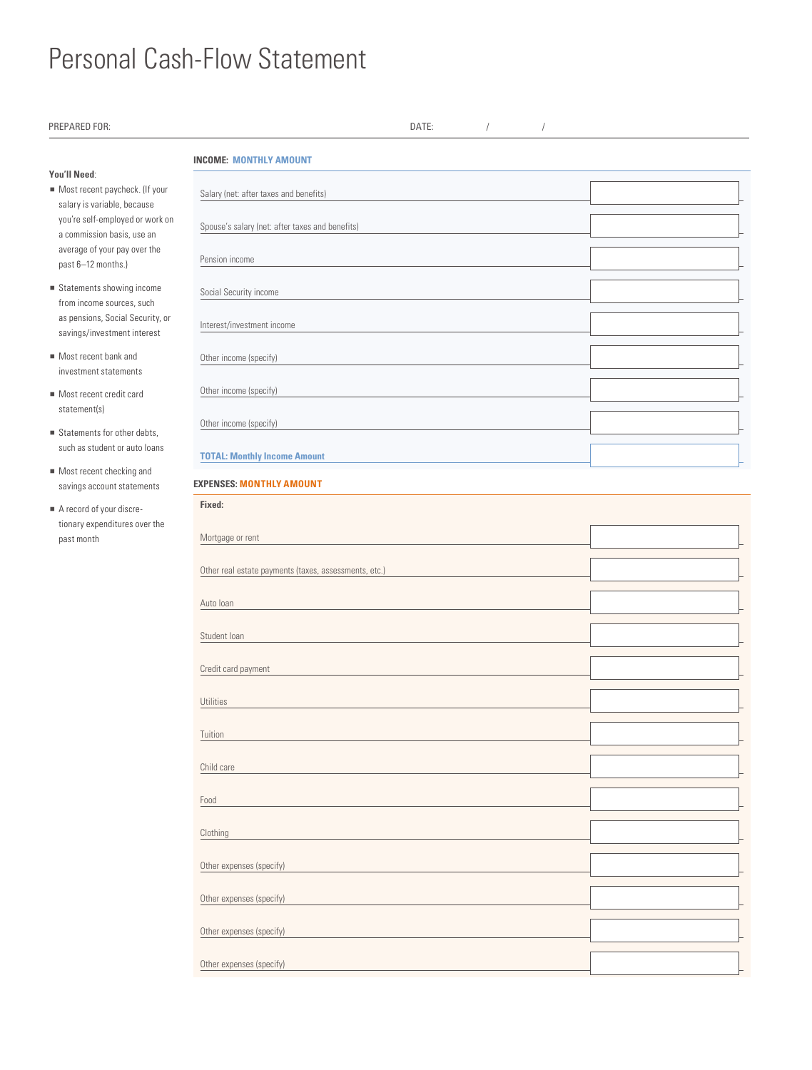# Personal Cash-Flow Statement

PREPARED FOR: DATE: / /

**You'll Need**:

- Most recent paycheck. (If your salary is variable, because you're self-employed or work on a commission basis, use an average of your pay over the past 6–12 months.)
- Statements showing income from income sources, such as pensions, Social Security, or savings/investment interest
- Most recent bank and investment statements
- Most recent credit card statement(s)
- Statements for other debts, such as student or auto loans
- Most recent checking and savings account statements
- A record of your discretionary expenditures over the past month

**INCOME: MONTHLY AMOUNT**

| Item | Amount |
|---|---|
| Salary (net: after taxes and benefits) | |
| Spouse's salary (net: after taxes and benefits) | |
| Pension income | |
| Social Security income | |
| Interest/investment income | |
| Other income (specify) | |
| Other income (specify) | |
| Other income (specify) | |
| **TOTAL: Monthly Income Amount** | |

**EXPENSES: MONTHLY AMOUNT**

**Fixed:**

| Item | Amount |
|---|---|
| Mortgage or rent | |
| Other real estate payments (taxes, assessments, etc.) | |
| Auto loan | |
| Student loan | |
| Credit card payment | |
| Utilities | |
| Tuition | |
| Child care | |
| Food | |
| Clothing | |
| Other expenses (specify) | |
| Other expenses (specify) | |
| Other expenses (specify) | |
| Other expenses (specify) | |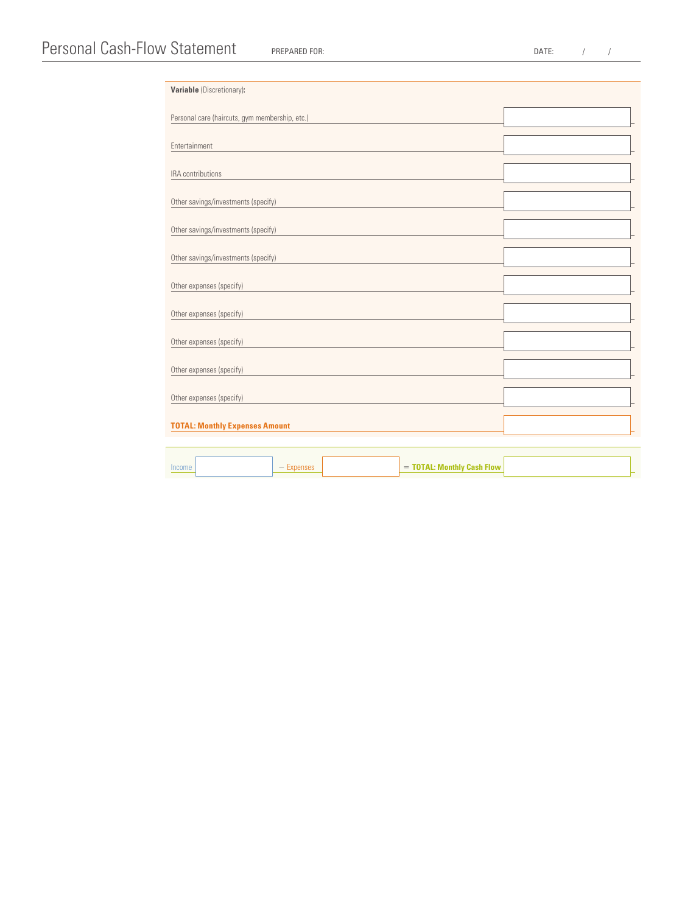# Personal Cash-Flow Statement

PREPARED FOR:

DATE: / /

**Variable** (Discretionary)**:**

| | |
|---|---|
| Personal care (haircuts, gym membership, etc.) | |
| Entertainment | |
| IRA contributions | |
| Other savings/investments (specify) | |
| Other savings/investments (specify) | |
| Other savings/investments (specify) | |
| Other expenses (specify) | |
| Other expenses (specify) | |
| Other expenses (specify) | |
| Other expenses (specify) | |
| Other expenses (specify) | |
| **TOTAL: Monthly Expenses Amount** | |

Income ______ − Expenses ______ = **TOTAL: Monthly Cash Flow** ______